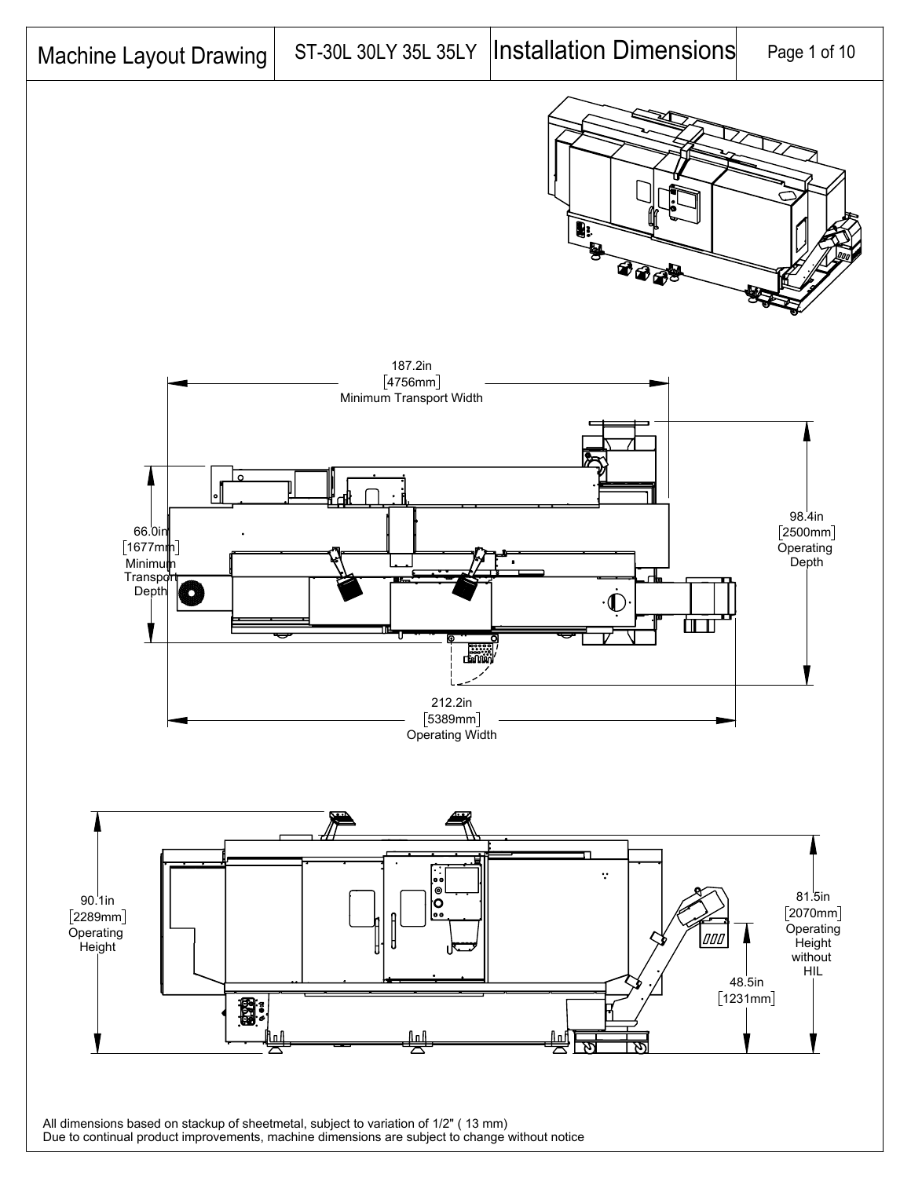| Machine Layout Drawing | ST-30L 30LY 35L 35LY | Installation Dimensions |
|---|---|---|

187.2in
[4756mm]
Minimum Transport Width

66.0in
[1677mm]
Minimum
Transport
Depth

98.4in
[2500mm]
Operating
Depth

212.2in
[5389mm]
Operating Width

90.1in
[2289mm]
Operating
Height

81.5in
[2070mm]
Operating
Height
without
HIL

48.5in
[1231mm]

All dimensions based on stackup of sheetmetal, subject to variation of 1/2" ( 13 mm)
Due to continual product improvements, machine dimensions are subject to change without notice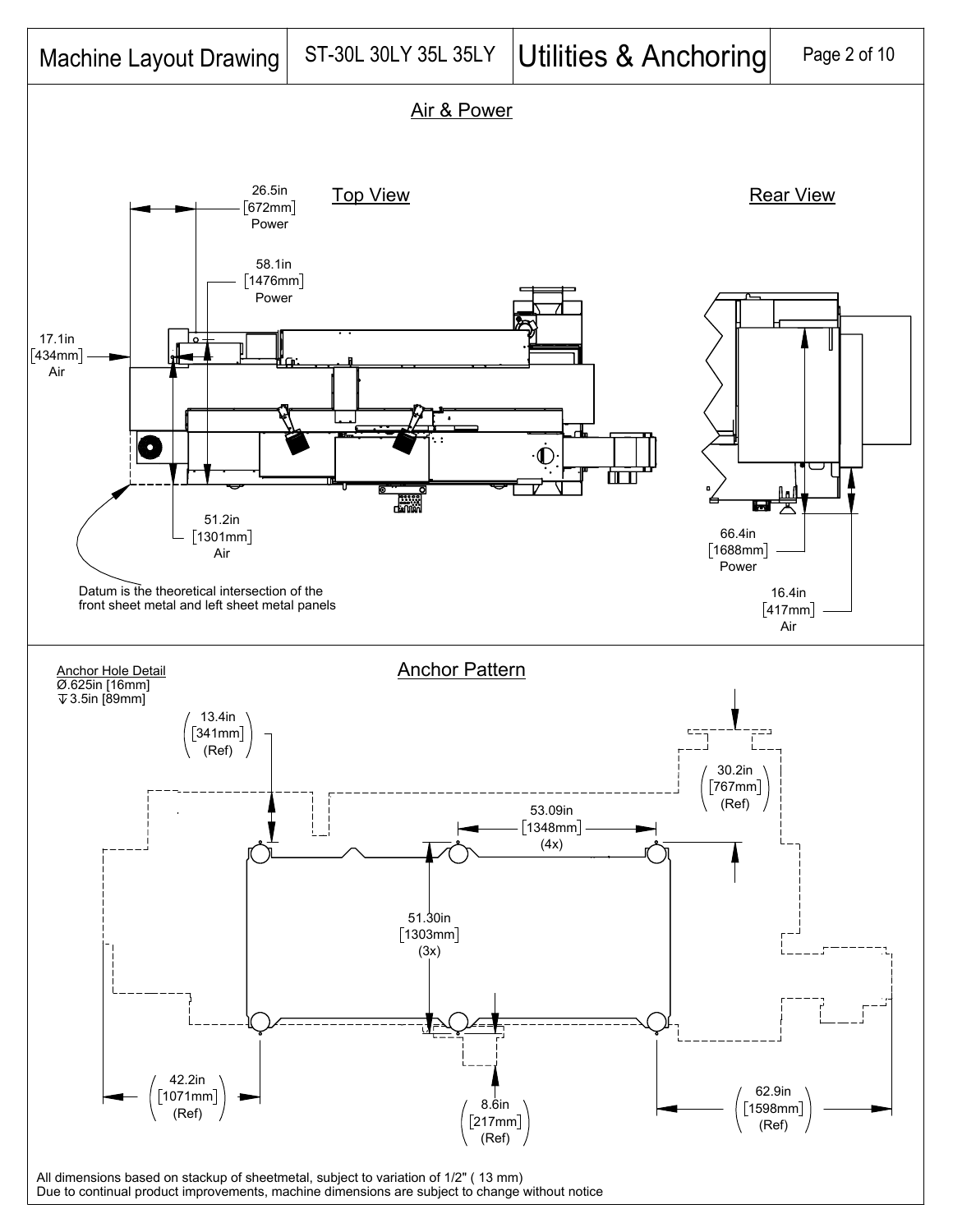# Machine Layout Drawing | ST-30L 30LY 35L 35LY | Utilities & Anchoring

## Air & Power

### Top View

26.5in [672mm] Power

58.1in [1476mm] Power

17.1in [434mm] Air

51.2in [1301mm] Air

Datum is the theoretical intersection of the front sheet metal and left sheet metal panels

### Rear View

66.4in [1688mm] Power

16.4in [417mm] Air

## Anchor Pattern

Anchor Hole Detail
Ø.625in [16mm]
↧3.5in [89mm]

13.4in [341mm] (Ref)

30.2in [767mm] (Ref)

53.09in [1348mm] (4x)

51.30in [1303mm] (3x)

42.2in [1071mm] (Ref)

8.6in [217mm] (Ref)

62.9in [1598mm] (Ref)

All dimensions based on stackup of sheetmetal, subject to variation of 1/2" ( 13 mm)
Due to continual product improvements, machine dimensions are subject to change without notice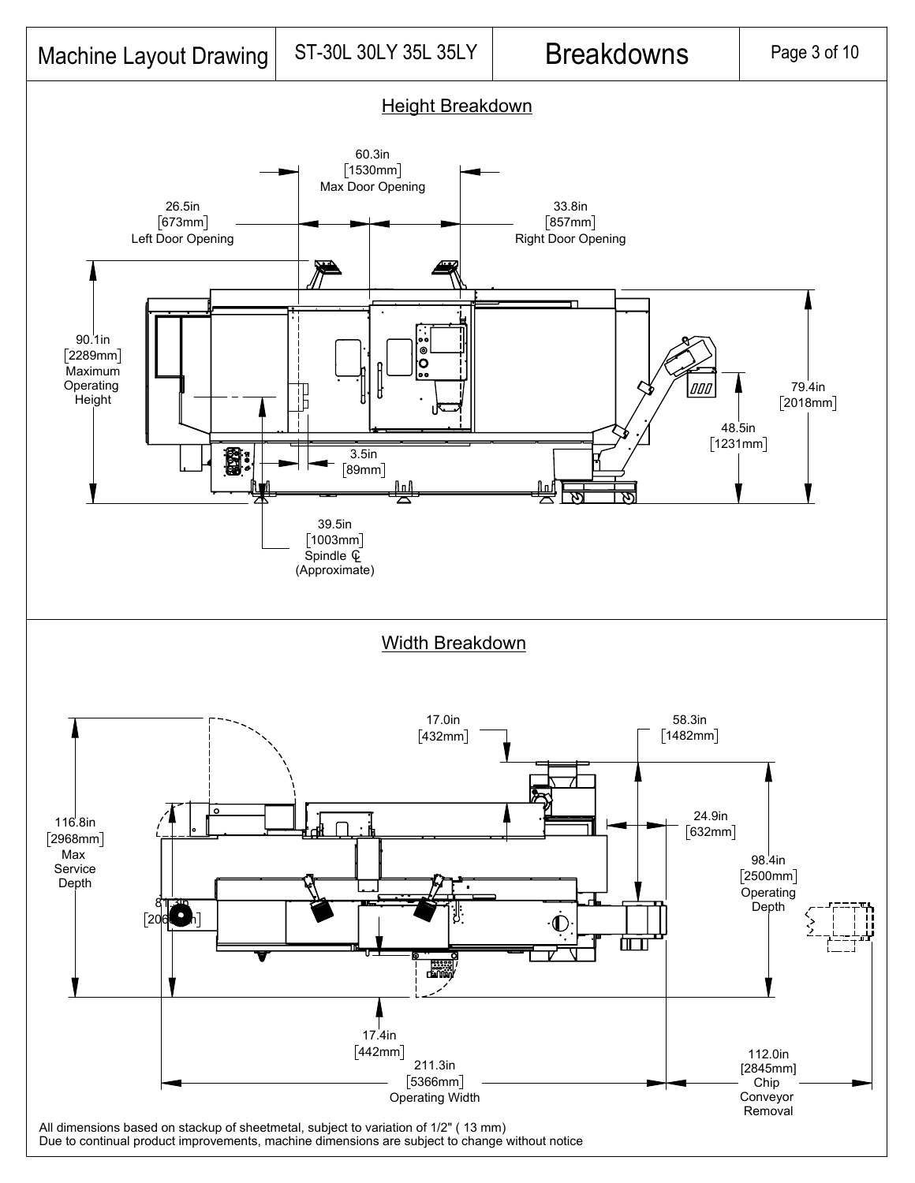| Machine Layout Drawing | ST-30L 30LY 35L 35LY | Breakdowns |
| --- | --- | --- |

## Height Breakdown

60.3in [1530mm] Max Door Opening

26.5in [673mm] Left Door Opening

33.8in [857mm] Right Door Opening

90.1in [2289mm] Maximum Operating Height

79.4in [2018mm]

48.5in [1231mm]

3.5in [89mm]

39.5in [1003mm] Spindle ℄ (Approximate)

## Width Breakdown

17.0in [432mm]

58.3in [1482mm]

24.9in [632mm]

116.8in [2968mm] Max Service Depth

81.3in [2065mm]

98.4in [2500mm] Operating Depth

17.4in [442mm]

211.3in [5366mm] Operating Width

112.0in [2845mm] Chip Conveyor Removal

All dimensions based on stackup of sheetmetal, subject to variation of 1/2" ( 13 mm)
Due to continual product improvements, machine dimensions are subject to change without notice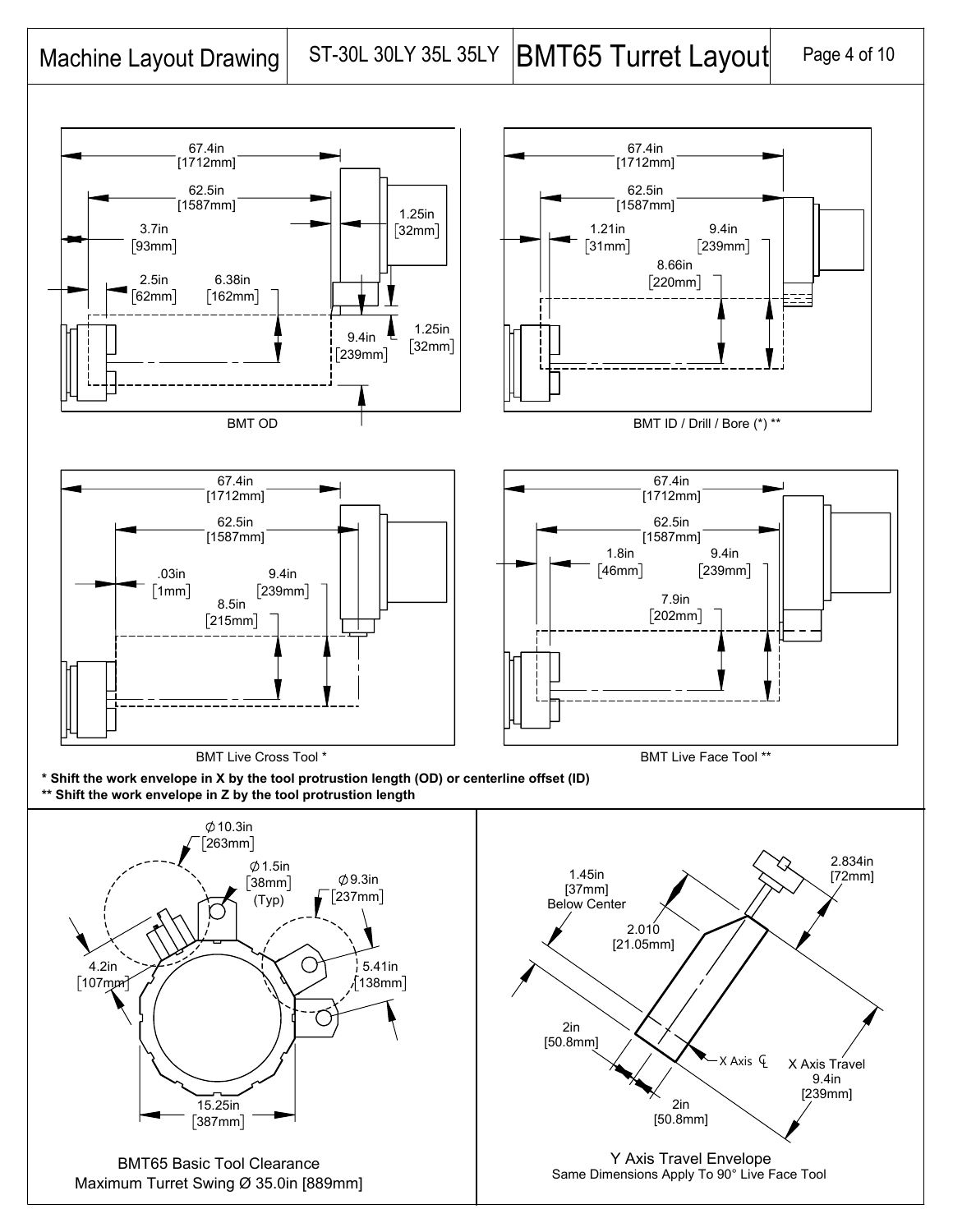| Machine Layout Drawing | ST-30L 30LY 35L 35LY | BMT65 Turret Layout |
| --- | --- | --- |

67.4in [1712mm]
62.5in [1587mm]
3.7in [93mm]
1.25in [32mm]
2.5in [62mm]
6.38in [162mm]
9.4in [239mm]
1.25in [32mm]

BMT OD

67.4in [1712mm]
62.5in [1587mm]
1.21in [31mm]
9.4in [239mm]
8.66in [220mm]

BMT ID / Drill / Bore (*) **

67.4in [1712mm]
62.5in [1587mm]
.03in [1mm]
9.4in [239mm]
8.5in [215mm]

BMT Live Cross Tool *

67.4in [1712mm]
62.5in [1587mm]
1.8in [46mm]
9.4in [239mm]
7.9in [202mm]

BMT Live Face Tool **

**\* Shift the work envelope in X by the tool protrusion length (OD) or centerline offset (ID)**
**\*\* Shift the work envelope in Z by the tool protrusion length**

Ø 10.3in [263mm]
Ø 1.5in [38mm] (Typ)
Ø 9.3in [237mm]
4.2in [107mm]
5.41in [138mm]
15.25in [387mm]

BMT65 Basic Tool Clearance
Maximum Turret Swing Ø 35.0in [889mm]

1.45in [37mm] Below Center
2.010 [21.05mm]
2.834in [72mm]
2in [50.8mm]
2in [50.8mm]
X Axis ℄
X Axis Travel 9.4in [239mm]

Y Axis Travel Envelope
Same Dimensions Apply To 90° Live Face Tool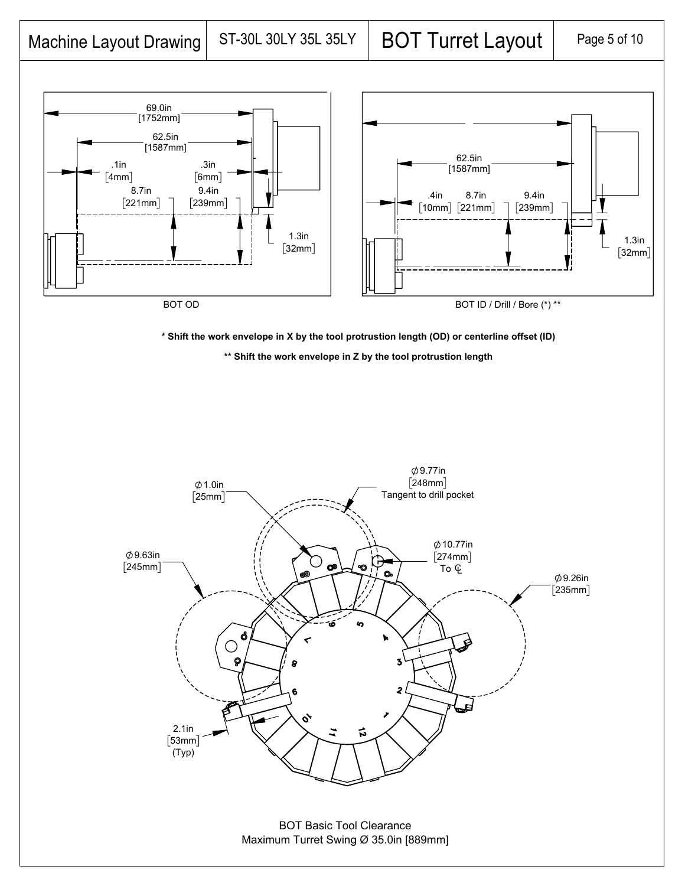# BOT Turret Layout

Machine Layout Drawing | ST-30L 30LY 35L 35LY

69.0in [1752mm]

62.5in [1587mm]

.1in [4mm]

.3in [6mm]

8.7in [221mm]

9.4in [239mm]

1.3in [32mm]

BOT OD

62.5in [1587mm]

.4in [10mm]

8.7in [221mm]

9.4in [239mm]

1.3in [32mm]

BOT ID / Drill / Bore (*) **

**\* Shift the work envelope in X by the tool protrusion length (OD) or centerline offset (ID)**

**\*\* Shift the work envelope in Z by the tool protrusion length**

Ø9.77in [248mm] Tangent to drill pocket

Ø1.0in [25mm]

Ø10.77in [274mm] To ℄

Ø9.63in [245mm]

Ø9.26in [235mm]

2.1in [53mm] (Typ)

BOT Basic Tool Clearance
Maximum Turret Swing Ø 35.0in [889mm]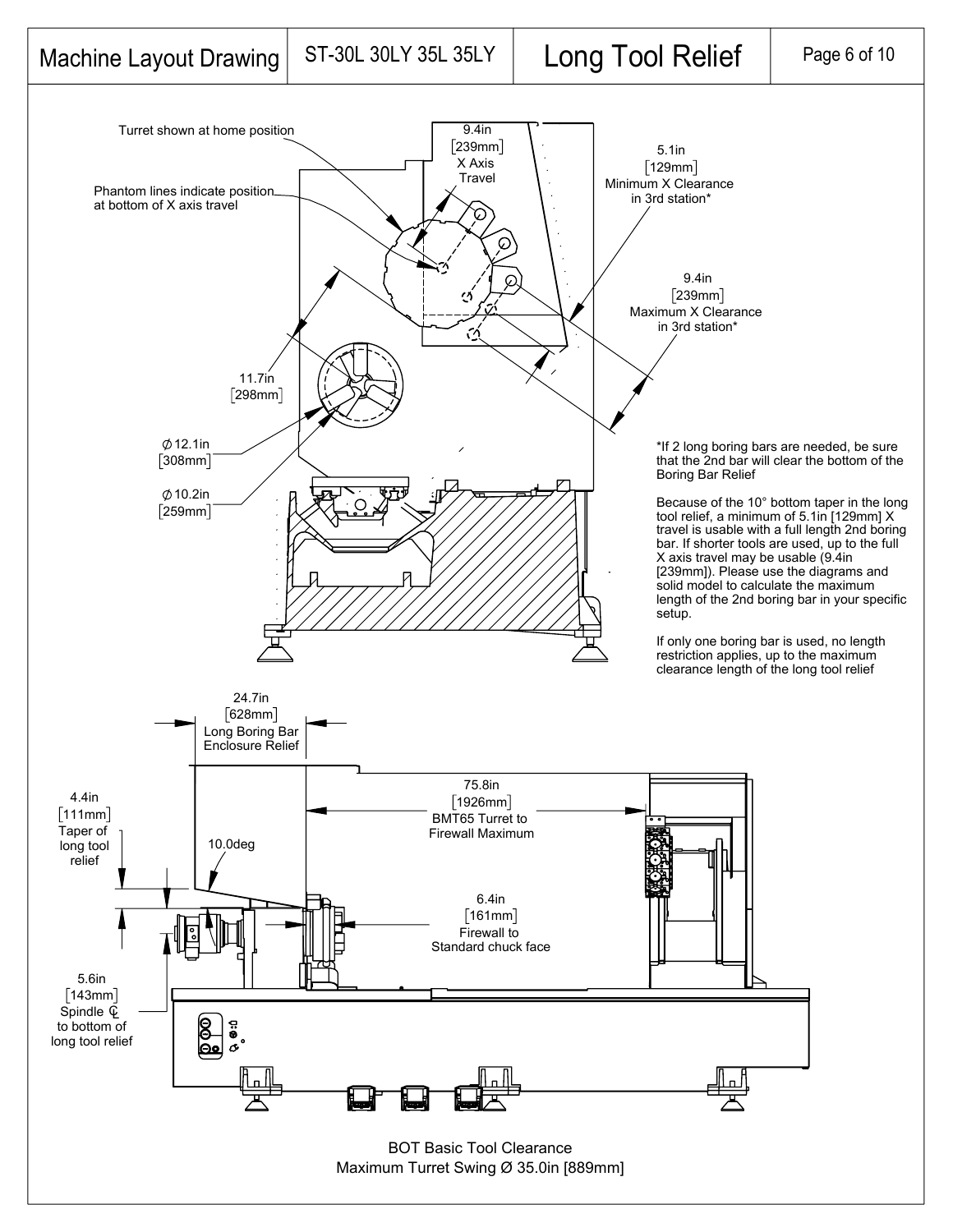# Long Tool Relief

Machine Layout Drawing | ST-30L 30LY 35L 35LY

Turret shown at home position

Phantom lines indicate position at bottom of X axis travel

9.4in [239mm] X Axis Travel

5.1in [129mm] Minimum X Clearance in 3rd station*

9.4in [239mm] Maximum X Clearance in 3rd station*

11.7in [298mm]

Ø 12.1in [308mm]

Ø 10.2in [259mm]

*If 2 long boring bars are needed, be sure that the 2nd bar will clear the bottom of the Boring Bar Relief

Because of the 10° bottom taper in the long tool relief, a minimum of 5.1in [129mm] X travel is usable with a full length 2nd boring bar. If shorter tools are used, up to the full X axis travel may be usable (9.4in [239mm]). Please use the diagrams and solid model to calculate the maximum length of the 2nd boring bar in your specific setup.

If only one boring bar is used, no length restriction applies, up to the maximum clearance length of the long tool relief

24.7in [628mm] Long Boring Bar Enclosure Relief

75.8in [1926mm] BMT65 Turret to Firewall Maximum

4.4in [111mm] Taper of long tool relief

10.0deg

6.4in [161mm] Firewall to Standard chuck face

5.6in [143mm] Spindle ℄ to bottom of long tool relief

BOT Basic Tool Clearance
Maximum Turret Swing Ø 35.0in [889mm]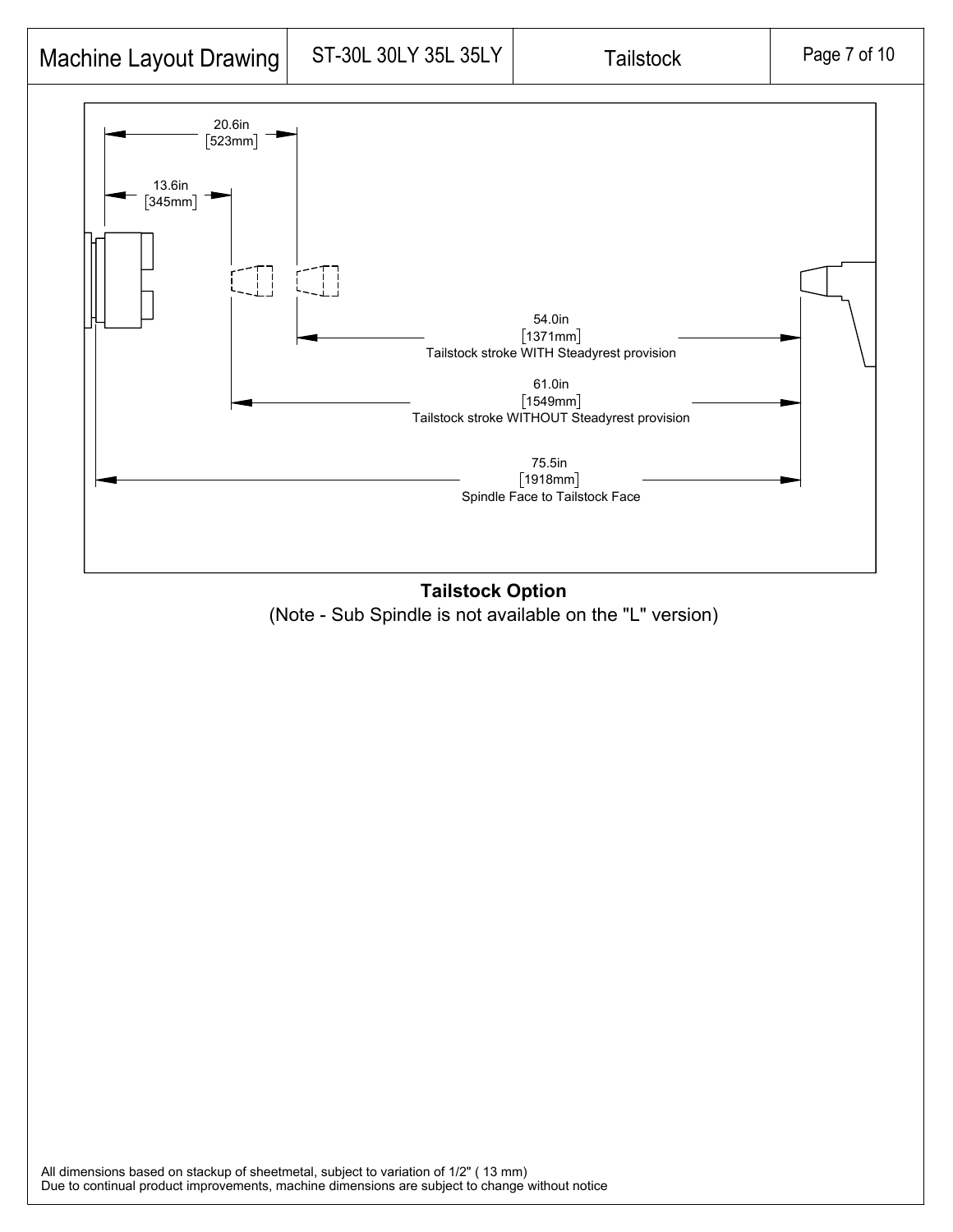20.6in
[523mm]

13.6in
[345mm]

54.0in
[1371mm]
Tailstock stroke WITH Steadyrest provision

61.0in
[1549mm]
Tailstock stroke WITHOUT Steadyrest provision

75.5in
[1918mm]
Spindle Face to Tailstock Face

**Tailstock Option**

(Note - Sub Spindle is not available on the "L" version)

All dimensions based on stackup of sheetmetal, subject to variation of 1/2" ( 13 mm)
Due to continual product improvements, machine dimensions are subject to change without notice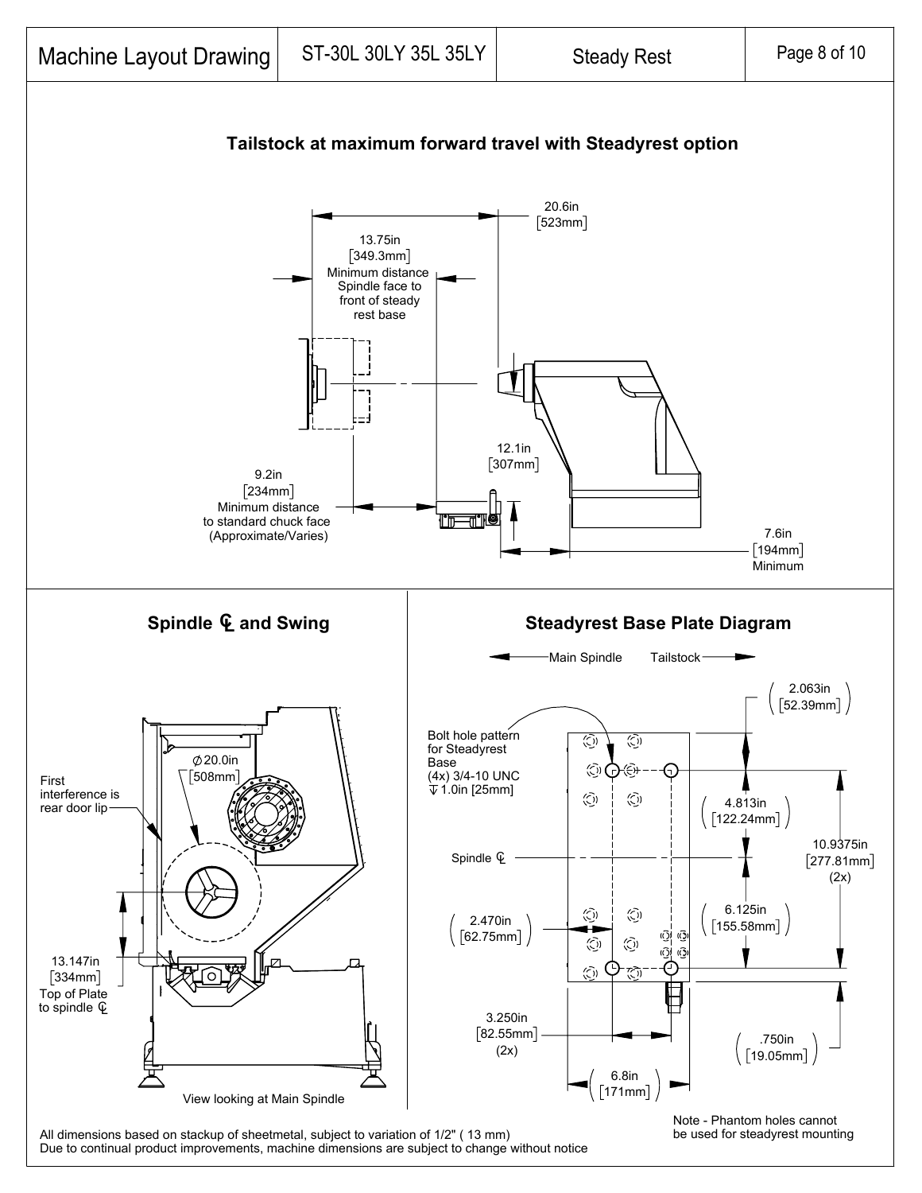# Machine Layout Drawing | ST-30L 30LY 35L 35LY | Steady Rest

## Tailstock at maximum forward travel with Steadyrest option

20.6in [523mm]

13.75in [349.3mm] Minimum distance Spindle face to front of steady rest base

12.1in [307mm]

9.2in [234mm] Minimum distance to standard chuck face (Approximate/Varies)

7.6in [194mm] Minimum

## Spindle ℄ and Swing

First interference is rear door lip

⌀20.0in [508mm]

13.147in [334mm] Top of Plate to spindle ℄

View looking at Main Spindle

## Steadyrest Base Plate Diagram

Main Spindle — Tailstock

Bolt hole pattern for Steadyrest Base (4x) 3/4-10 UNC ↧1.0in [25mm]

Spindle ℄

(2.063in [52.39mm])

(4.813in [122.24mm])

10.9375in [277.81mm] (2x)

(6.125in [155.58mm])

(2.470in [62.75mm])

3.250in [82.55mm] (2x)

(.750in [19.05mm])

(6.8in [171mm])

Note - Phantom holes cannot be used for steadyrest mounting

All dimensions based on stackup of sheetmetal, subject to variation of 1/2" ( 13 mm)
Due to continual product improvements, machine dimensions are subject to change without notice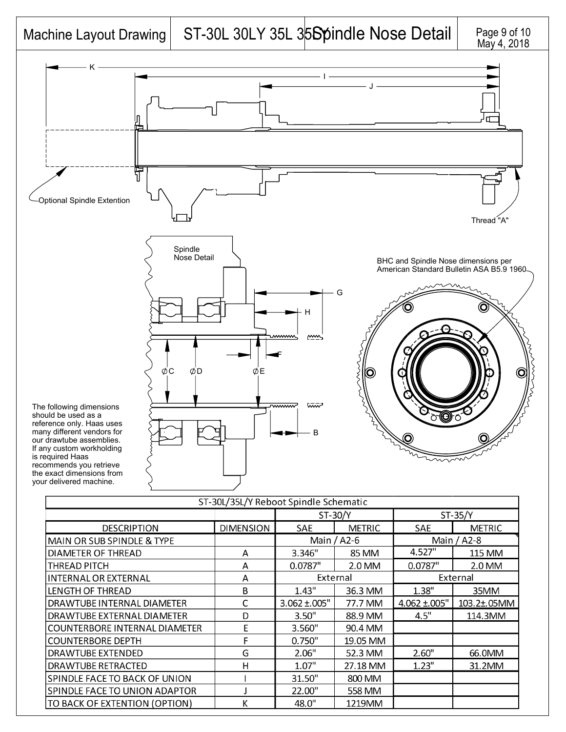# Machine Layout Drawing | ST-30L 30LY 35L 35LY Spindle Nose Detail

K

I

J

Optional Spindle Extention

Thread "A"

Spindle Nose Detail

G

H

F

ØC ØD ØE

B

BHC and Spindle Nose dimensions per American Standard Bulletin ASA B5.9 1960

The following dimensions should be used as a reference only. Haas uses many different vendors for our drawtube assemblies. If any custom workholding is required Haas recommends you retrieve the exact dimensions from your delivered machine.

| ST-30L/35L/Y Reboot Spindle Schematic | | | | | |
|---|---|---|---|---|---|
| | | ST-30/Y | | ST-35/Y | |
| DESCRIPTION | DIMENSION | SAE | METRIC | SAE | METRIC |
| MAIN OR SUB SPINDLE & TYPE | | Main / A2-6 | | Main / A2-8 | |
| DIAMETER OF THREAD | A | 3.346" | 85 MM | 4.527" | 115 MM |
| THREAD PITCH | A | 0.0787" | 2.0 MM | 0.0787" | 2.0 MM |
| INTERNAL OR EXTERNAL | A | External | | External | |
| LENGTH OF THREAD | B | 1.43" | 36.3 MM | 1.38" | 35MM |
| DRAWTUBE INTERNAL DIAMETER | C | 3.062 ±.005" | 77.7 MM | 4.062 ±.005" | 103.2±.05MM |
| DRAWTUBE EXTERNAL DIAMETER | D | 3.50" | 88.9 MM | 4.5" | 114.3MM |
| COUNTERBORE INTERNAL DIAMETER | E | 3.560" | 90.4 MM | | |
| COUNTERBORE DEPTH | F | 0.750" | 19.05 MM | | |
| DRAWTUBE EXTENDED | G | 2.06" | 52.3 MM | 2.60" | 66.0MM |
| DRAWTUBE RETRACTED | H | 1.07" | 27.18 MM | 1.23" | 31.2MM |
| SPINDLE FACE TO BACK OF UNION | I | 31.50" | 800 MM | | |
| SPINDLE FACE TO UNION ADAPTOR | J | 22.00" | 558 MM | | |
| TO BACK OF EXTENTION (OPTION) | K | 48.0" | 1219MM | | |